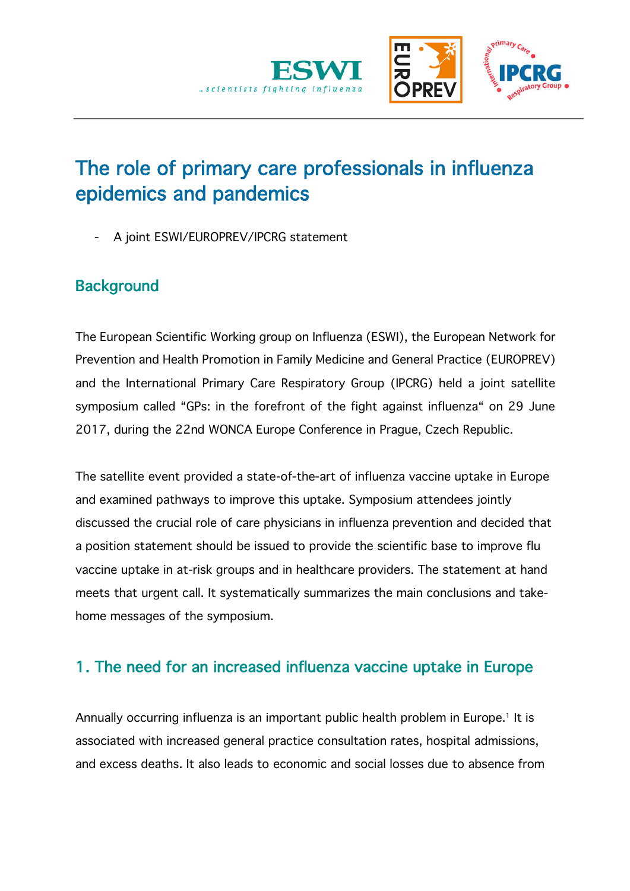# The role of primary care professionals in influenza epidemics and pandemics

- A joint ESWI/EUROPREV/IPCRG statement

## Background

The European Scientific Working group on Influenza (ESWI), the European Network for Prevention and Health Promotion in Family Medicine and General Practice (EUROPREV) and the International Primary Care Respiratory Group (IPCRG) held a joint satellite symposium called “GPs: in the forefront of the fight against influenza“ on 29 June 2017, during the 22nd WONCA Europe Conference in Prague, Czech Republic.

The satellite event provided a state-of-the-art of influenza vaccine uptake in Europe and examined pathways to improve this uptake. Symposium attendees jointly discussed the crucial role of care physicians in influenza prevention and decided that a position statement should be issued to provide the scientific base to improve flu vaccine uptake in at-risk groups and in healthcare providers. The statement at hand meets that urgent call. It systematically summarizes the main conclusions and take-home messages of the symposium.

## 1. The need for an increased influenza vaccine uptake in Europe

Annually occurring influenza is an important public health problem in Europe.[1] It is associated with increased general practice consultation rates, hospital admissions, and excess deaths. It also leads to economic and social losses due to absence from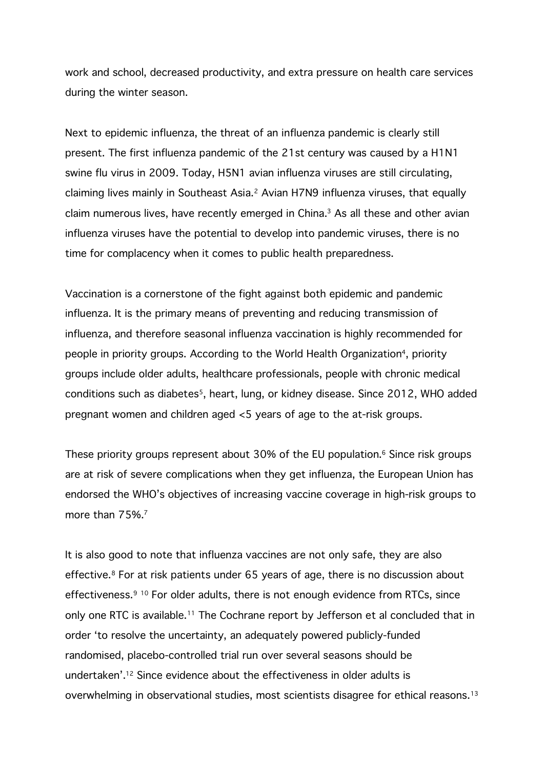work and school, decreased productivity, and extra pressure on health care services during the winter season.

Next to epidemic influenza, the threat of an influenza pandemic is clearly still present. The first influenza pandemic of the 21st century was caused by a H1N1 swine flu virus in 2009. Today, H5N1 avian influenza viruses are still circulating, claiming lives mainly in Southeast Asia.[2] Avian H7N9 influenza viruses, that equally claim numerous lives, have recently emerged in China.[3] As all these and other avian influenza viruses have the potential to develop into pandemic viruses, there is no time for complacency when it comes to public health preparedness.

Vaccination is a cornerstone of the fight against both epidemic and pandemic influenza. It is the primary means of preventing and reducing transmission of influenza, and therefore seasonal influenza vaccination is highly recommended for people in priority groups. According to the World Health Organization[4], priority groups include older adults, healthcare professionals, people with chronic medical conditions such as diabetes[5], heart, lung, or kidney disease. Since 2012, WHO added pregnant women and children aged <5 years of age to the at-risk groups.

These priority groups represent about 30% of the EU population.[6] Since risk groups are at risk of severe complications when they get influenza, the European Union has endorsed the WHO's objectives of increasing vaccine coverage in high-risk groups to more than 75%.[7]

It is also good to note that influenza vaccines are not only safe, they are also effective.[8] For at risk patients under 65 years of age, there is no discussion about effectiveness.[9] [10] For older adults, there is not enough evidence from RTCs, since only one RTC is available.[11] The Cochrane report by Jefferson et al concluded that in order 'to resolve the uncertainty, an adequately powered publicly-funded randomised, placebo-controlled trial run over several seasons should be undertaken'.[12] Since evidence about the effectiveness in older adults is overwhelming in observational studies, most scientists disagree for ethical reasons.[13]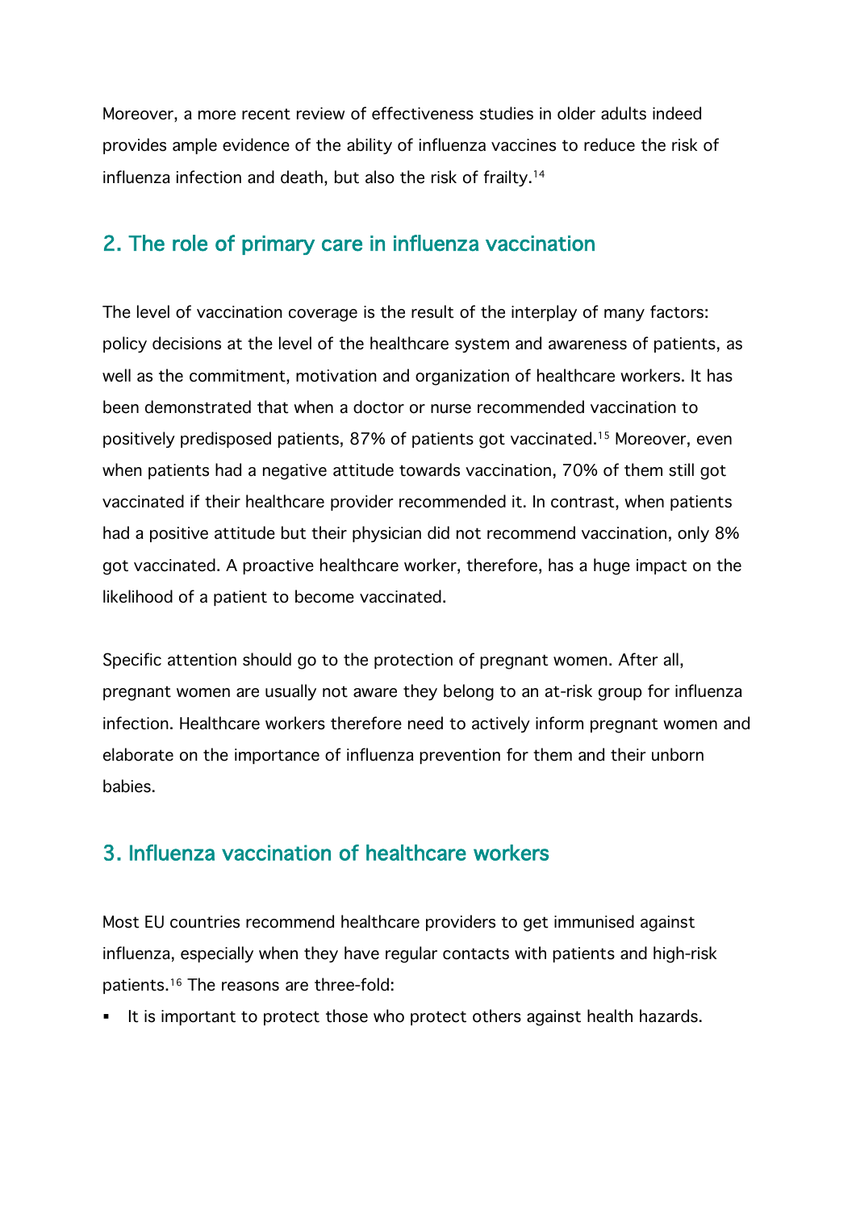Moreover, a more recent review of effectiveness studies in older adults indeed provides ample evidence of the ability of influenza vaccines to reduce the risk of influenza infection and death, but also the risk of frailty.[14]

## 2. The role of primary care in influenza vaccination

The level of vaccination coverage is the result of the interplay of many factors: policy decisions at the level of the healthcare system and awareness of patients, as well as the commitment, motivation and organization of healthcare workers. It has been demonstrated that when a doctor or nurse recommended vaccination to positively predisposed patients, 87% of patients got vaccinated.[15] Moreover, even when patients had a negative attitude towards vaccination, 70% of them still got vaccinated if their healthcare provider recommended it. In contrast, when patients had a positive attitude but their physician did not recommend vaccination, only 8% got vaccinated. A proactive healthcare worker, therefore, has a huge impact on the likelihood of a patient to become vaccinated.

Specific attention should go to the protection of pregnant women. After all, pregnant women are usually not aware they belong to an at-risk group for influenza infection. Healthcare workers therefore need to actively inform pregnant women and elaborate on the importance of influenza prevention for them and their unborn babies.

## 3. Influenza vaccination of healthcare workers

Most EU countries recommend healthcare providers to get immunised against influenza, especially when they have regular contacts with patients and high-risk patients.[16] The reasons are three-fold:

- It is important to protect those who protect others against health hazards.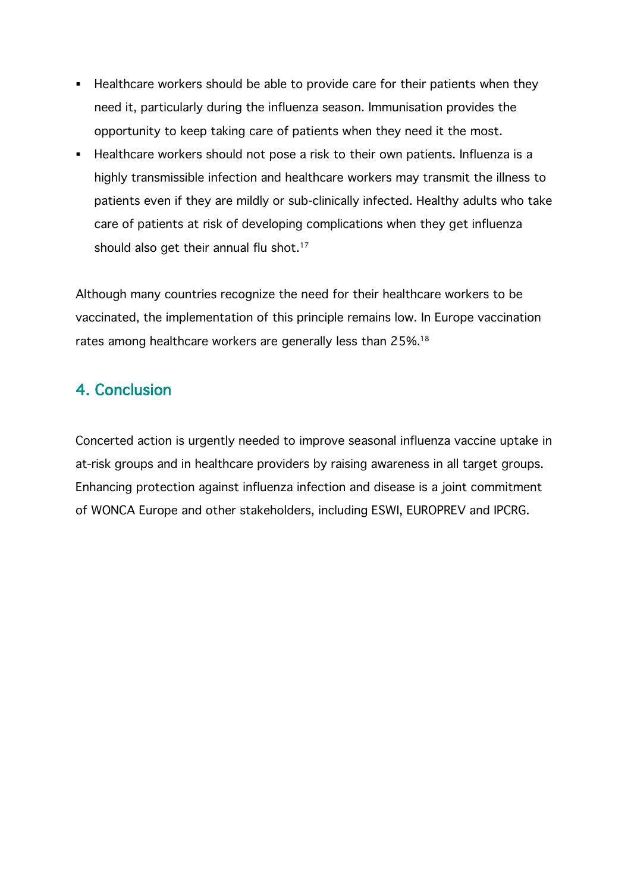- Healthcare workers should be able to provide care for their patients when they need it, particularly during the influenza season. Immunisation provides the opportunity to keep taking care of patients when they need it the most.
- Healthcare workers should not pose a risk to their own patients. Influenza is a highly transmissible infection and healthcare workers may transmit the illness to patients even if they are mildly or sub-clinically infected. Healthy adults who take care of patients at risk of developing complications when they get influenza should also get their annual flu shot.[17]

Although many countries recognize the need for their healthcare workers to be vaccinated, the implementation of this principle remains low. In Europe vaccination rates among healthcare workers are generally less than 25%.[18]

## 4. Conclusion

Concerted action is urgently needed to improve seasonal influenza vaccine uptake in at-risk groups and in healthcare providers by raising awareness in all target groups. Enhancing protection against influenza infection and disease is a joint commitment of WONCA Europe and other stakeholders, including ESWI, EUROPREV and IPCRG.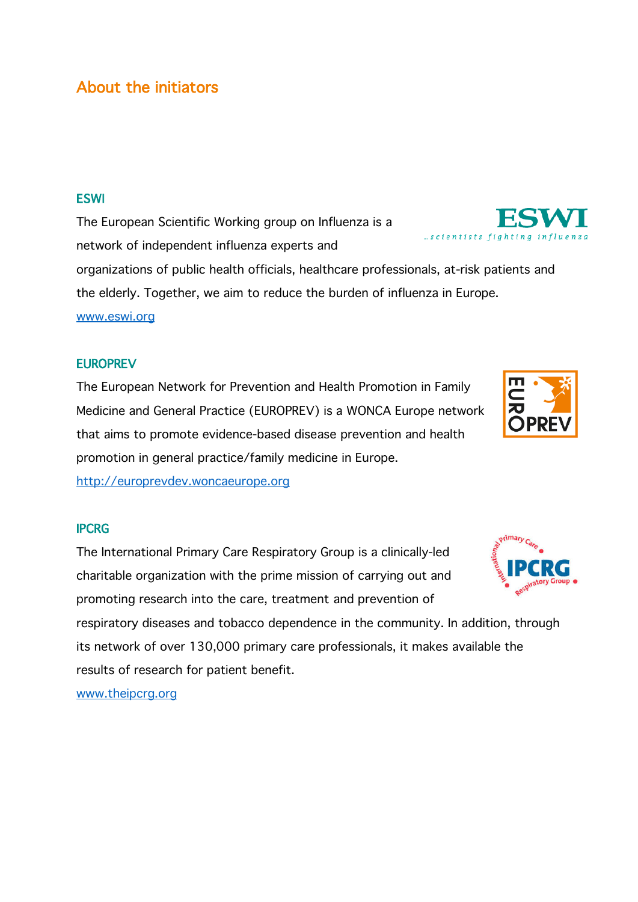## About the initiators

### ESWI

The European Scientific Working group on Influenza is a network of independent influenza experts and organizations of public health officials, healthcare professionals, at-risk patients and the elderly. Together, we aim to reduce the burden of influenza in Europe.

www.eswi.org

### EUROPREV

The European Network for Prevention and Health Promotion in Family Medicine and General Practice (EUROPREV) is a WONCA Europe network that aims to promote evidence-based disease prevention and health promotion in general practice/family medicine in Europe.

http://europrevdev.woncaeurope.org

### IPCRG

The International Primary Care Respiratory Group is a clinically-led charitable organization with the prime mission of carrying out and promoting research into the care, treatment and prevention of respiratory diseases and tobacco dependence in the community. In addition, through its network of over 130,000 primary care professionals, it makes available the results of research for patient benefit.

www.theipcrg.org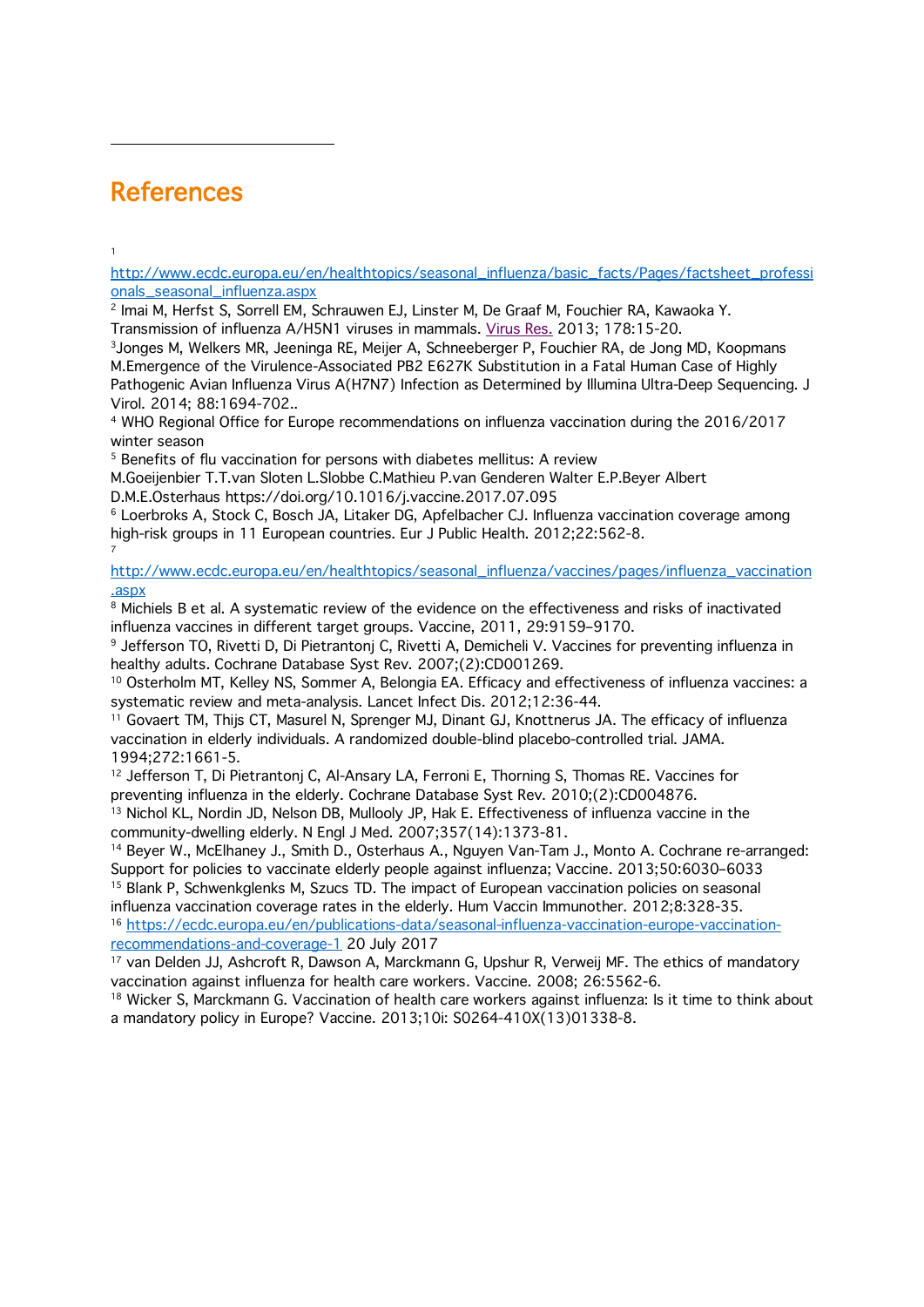# References

[1] http://www.ecdc.europa.eu/en/healthtopics/seasonal_influenza/basic_facts/Pages/factsheet_professionals_seasonal_influenza.aspx

[2] Imai M, Herfst S, Sorrell EM, Schrauwen EJ, Linster M, De Graaf M, Fouchier RA, Kawaoka Y. Transmission of influenza A/H5N1 viruses in mammals. Virus Res. 2013; 178:15-20.

[3] Jonges M, Welkers MR, Jeeninga RE, Meijer A, Schneeberger P, Fouchier RA, de Jong MD, Koopmans M.Emergence of the Virulence-Associated PB2 E627K Substitution in a Fatal Human Case of Highly Pathogenic Avian Influenza Virus A(H7N7) Infection as Determined by Illumina Ultra-Deep Sequencing. J Virol. 2014; 88:1694-702..

[4] WHO Regional Office for Europe recommendations on influenza vaccination during the 2016/2017 winter season

[5] Benefits of flu vaccination for persons with diabetes mellitus: A review
M.Goeijenbier T.T.van Sloten L.Slobbe C.Mathieu P.van Genderen Walter E.P.Beyer Albert D.M.E.Osterhaus https://doi.org/10.1016/j.vaccine.2017.07.095

[6] Loerbroks A, Stock C, Bosch JA, Litaker DG, Apfelbacher CJ. Influenza vaccination coverage among high-risk groups in 11 European countries. Eur J Public Health. 2012;22:562-8.

[7] http://www.ecdc.europa.eu/en/healthtopics/seasonal_influenza/vaccines/pages/influenza_vaccination.aspx

[8] Michiels B et al. A systematic review of the evidence on the effectiveness and risks of inactivated influenza vaccines in different target groups. Vaccine, 2011, 29:9159–9170.

[9] Jefferson TO, Rivetti D, Di Pietrantonj C, Rivetti A, Demicheli V. Vaccines for preventing influenza in healthy adults. Cochrane Database Syst Rev. 2007;(2):CD001269.

[10] Osterholm MT, Kelley NS, Sommer A, Belongia EA. Efficacy and effectiveness of influenza vaccines: a systematic review and meta-analysis. Lancet Infect Dis. 2012;12:36-44.

[11] Govaert TM, Thijs CT, Masurel N, Sprenger MJ, Dinant GJ, Knottnerus JA. The efficacy of influenza vaccination in elderly individuals. A randomized double-blind placebo-controlled trial. JAMA. 1994;272:1661-5.

[12] Jefferson T, Di Pietrantonj C, Al-Ansary LA, Ferroni E, Thorning S, Thomas RE. Vaccines for preventing influenza in the elderly. Cochrane Database Syst Rev. 2010;(2):CD004876.

[13] Nichol KL, Nordin JD, Nelson DB, Mullooly JP, Hak E. Effectiveness of influenza vaccine in the community-dwelling elderly. N Engl J Med. 2007;357(14):1373-81.

[14] Beyer W., McElhaney J., Smith D., Osterhaus A., Nguyen Van-Tam J., Monto A. Cochrane re-arranged: Support for policies to vaccinate elderly people against influenza; Vaccine. 2013;50:6030–6033

[15] Blank P, Schwenkglenks M, Szucs TD. The impact of European vaccination policies on seasonal influenza vaccination coverage rates in the elderly. Hum Vaccin Immunother. 2012;8:328-35.

[16] https://ecdc.europa.eu/en/publications-data/seasonal-influenza-vaccination-europe-vaccination-recommendations-and-coverage-1 20 July 2017

[17] van Delden JJ, Ashcroft R, Dawson A, Marckmann G, Upshur R, Verweij MF. The ethics of mandatory vaccination against influenza for health care workers. Vaccine. 2008; 26:5562-6.

[18] Wicker S, Marckmann G. Vaccination of health care workers against influenza: Is it time to think about a mandatory policy in Europe? Vaccine. 2013;10i: S0264-410X(13)01338-8.